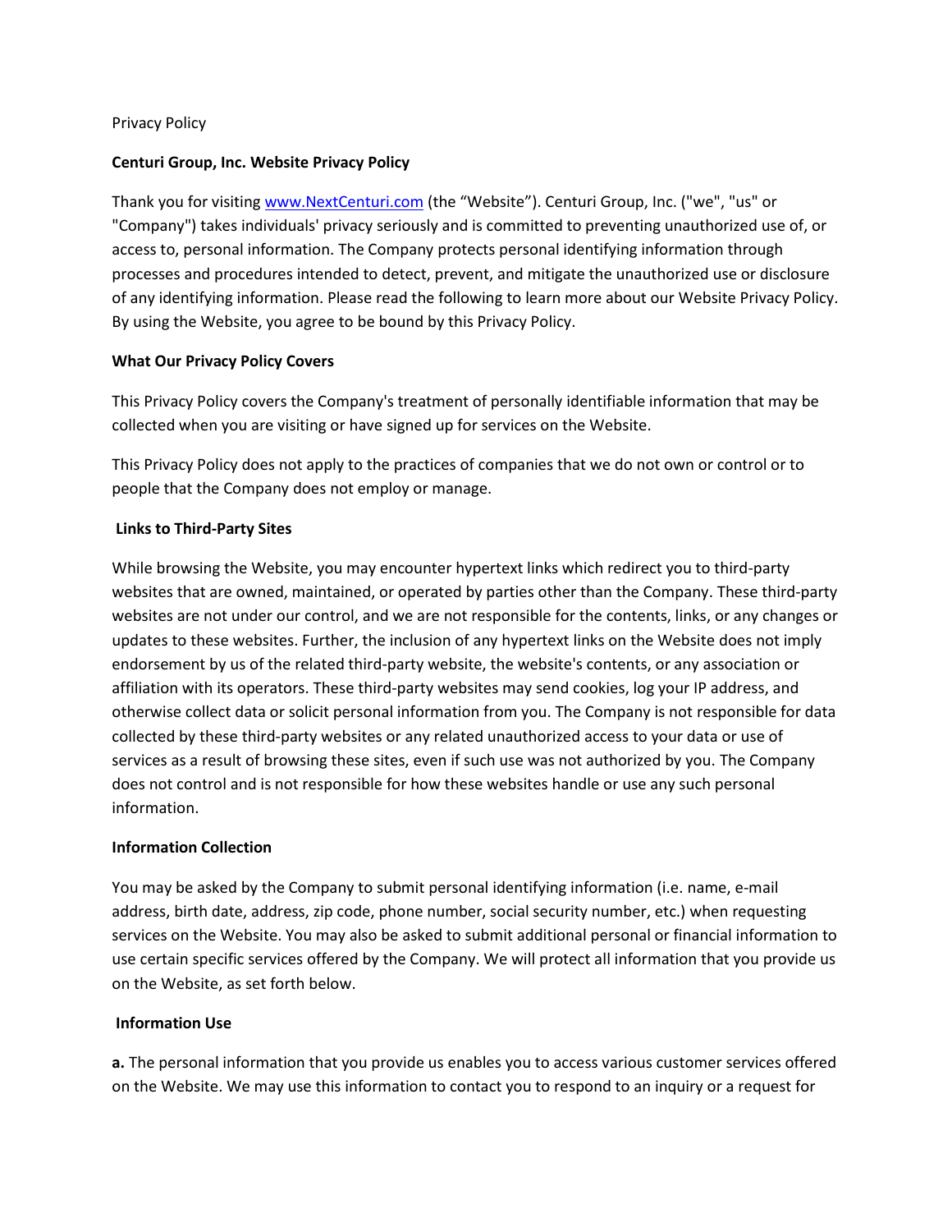Privacy Policy

**Centuri Group, Inc. Website Privacy Policy**

Thank you for visiting [www.NextCenturi.com](www.NextCenturi.com) (the "Website"). Centuri Group, Inc. ("we", "us" or "Company") takes individuals' privacy seriously and is committed to preventing unauthorized use of, or access to, personal information. The Company protects personal identifying information through processes and procedures intended to detect, prevent, and mitigate the unauthorized use or disclosure of any identifying information. Please read the following to learn more about our Website Privacy Policy. By using the Website, you agree to be bound by this Privacy Policy.

**What Our Privacy Policy Covers**

This Privacy Policy covers the Company's treatment of personally identifiable information that may be collected when you are visiting or have signed up for services on the Website.

This Privacy Policy does not apply to the practices of companies that we do not own or control or to people that the Company does not employ or manage.

**Links to Third-Party Sites**

While browsing the Website, you may encounter hypertext links which redirect you to third-party websites that are owned, maintained, or operated by parties other than the Company. These third-party websites are not under our control, and we are not responsible for the contents, links, or any changes or updates to these websites. Further, the inclusion of any hypertext links on the Website does not imply endorsement by us of the related third-party website, the website's contents, or any association or affiliation with its operators. These third-party websites may send cookies, log your IP address, and otherwise collect data or solicit personal information from you. The Company is not responsible for data collected by these third-party websites or any related unauthorized access to your data or use of services as a result of browsing these sites, even if such use was not authorized by you. The Company does not control and is not responsible for how these websites handle or use any such personal information.

**Information Collection**

You may be asked by the Company to submit personal identifying information (i.e. name, e-mail address, birth date, address, zip code, phone number, social security number, etc.) when requesting services on the Website. You may also be asked to submit additional personal or financial information to use certain specific services offered by the Company. We will protect all information that you provide us on the Website, as set forth below.

**Information Use**

**a.** The personal information that you provide us enables you to access various customer services offered on the Website. We may use this information to contact you to respond to an inquiry or a request for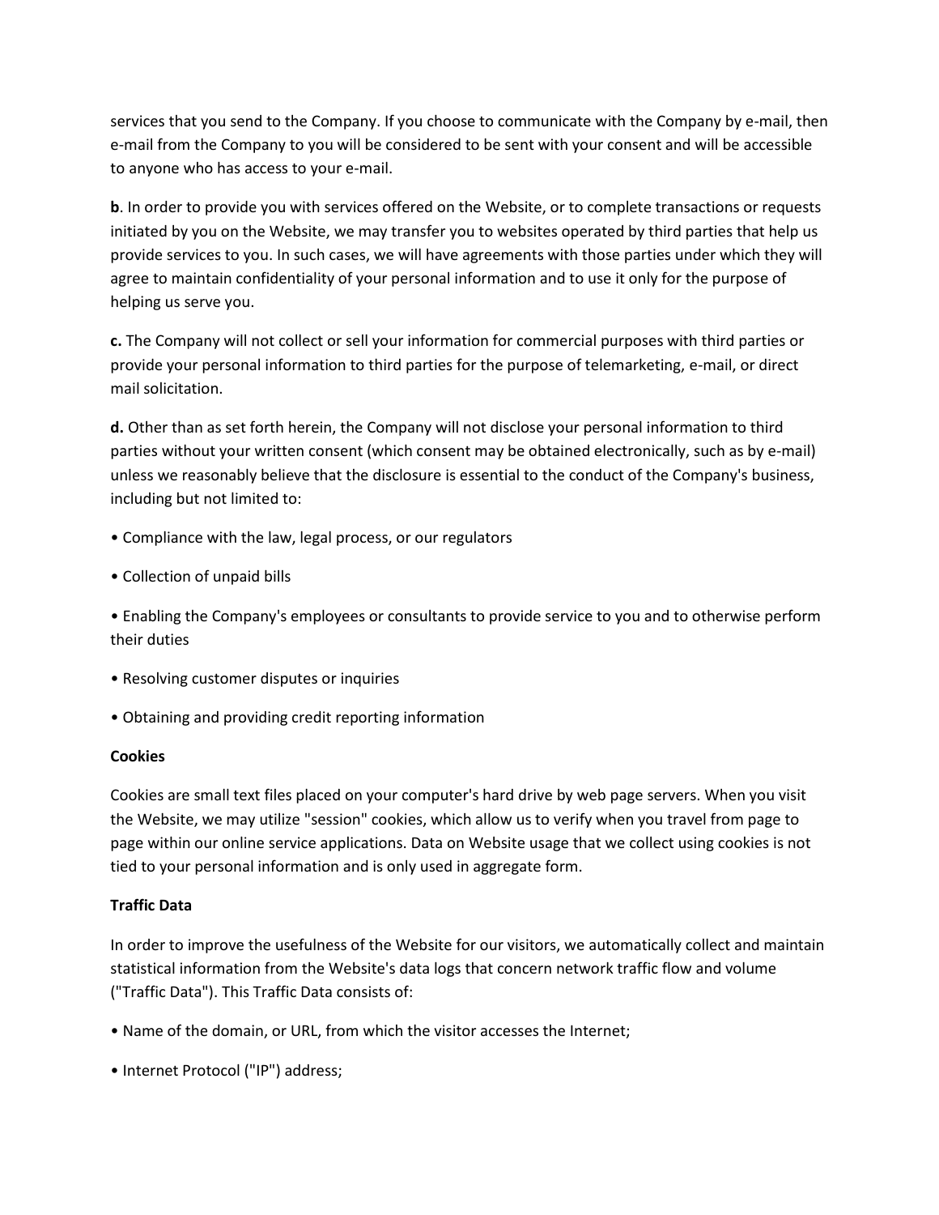services that you send to the Company. If you choose to communicate with the Company by e-mail, then e-mail from the Company to you will be considered to be sent with your consent and will be accessible to anyone who has access to your e-mail.

**b**. In order to provide you with services offered on the Website, or to complete transactions or requests initiated by you on the Website, we may transfer you to websites operated by third parties that help us provide services to you. In such cases, we will have agreements with those parties under which they will agree to maintain confidentiality of your personal information and to use it only for the purpose of helping us serve you.

**c.** The Company will not collect or sell your information for commercial purposes with third parties or provide your personal information to third parties for the purpose of telemarketing, e-mail, or direct mail solicitation.

**d.** Other than as set forth herein, the Company will not disclose your personal information to third parties without your written consent (which consent may be obtained electronically, such as by e-mail) unless we reasonably believe that the disclosure is essential to the conduct of the Company's business, including but not limited to:

- Compliance with the law, legal process, or our regulators
- Collection of unpaid bills
- Enabling the Company's employees or consultants to provide service to you and to otherwise perform their duties
- Resolving customer disputes or inquiries
- Obtaining and providing credit reporting information

**Cookies**

Cookies are small text files placed on your computer's hard drive by web page servers. When you visit the Website, we may utilize "session" cookies, which allow us to verify when you travel from page to page within our online service applications. Data on Website usage that we collect using cookies is not tied to your personal information and is only used in aggregate form.

**Traffic Data**

In order to improve the usefulness of the Website for our visitors, we automatically collect and maintain statistical information from the Website's data logs that concern network traffic flow and volume ("Traffic Data"). This Traffic Data consists of:

- Name of the domain, or URL, from which the visitor accesses the Internet;
- Internet Protocol ("IP") address;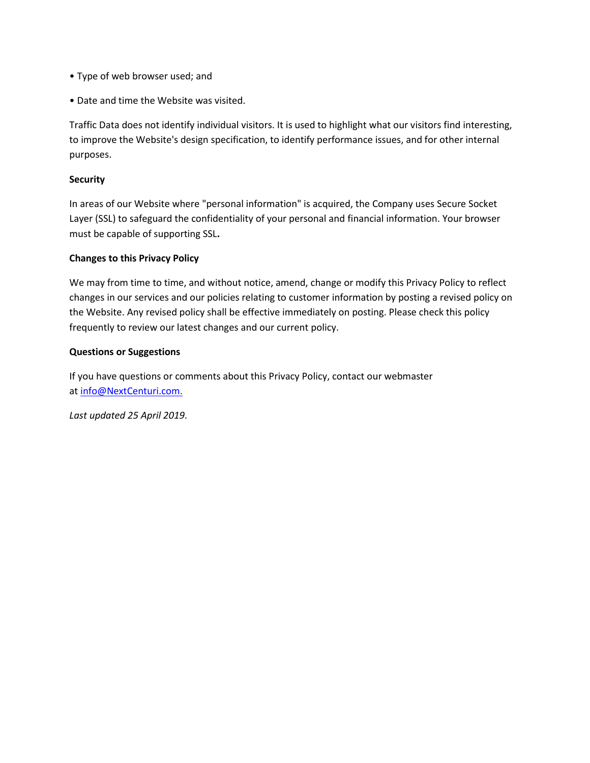• Type of web browser used; and

• Date and time the Website was visited.

Traffic Data does not identify individual visitors. It is used to highlight what our visitors find interesting, to improve the Website's design specification, to identify performance issues, and for other internal purposes.

**Security**

In areas of our Website where "personal information" is acquired, the Company uses Secure Socket Layer (SSL) to safeguard the confidentiality of your personal and financial information. Your browser must be capable of supporting SSL**.**

**Changes to this Privacy Policy**

We may from time to time, and without notice, amend, change or modify this Privacy Policy to reflect changes in our services and our policies relating to customer information by posting a revised policy on the Website. Any revised policy shall be effective immediately on posting. Please check this policy frequently to review our latest changes and our current policy.

**Questions or Suggestions**

If you have questions or comments about this Privacy Policy, contact our webmaster at info@NextCenturi.com.

*Last updated 25 April 2019.*